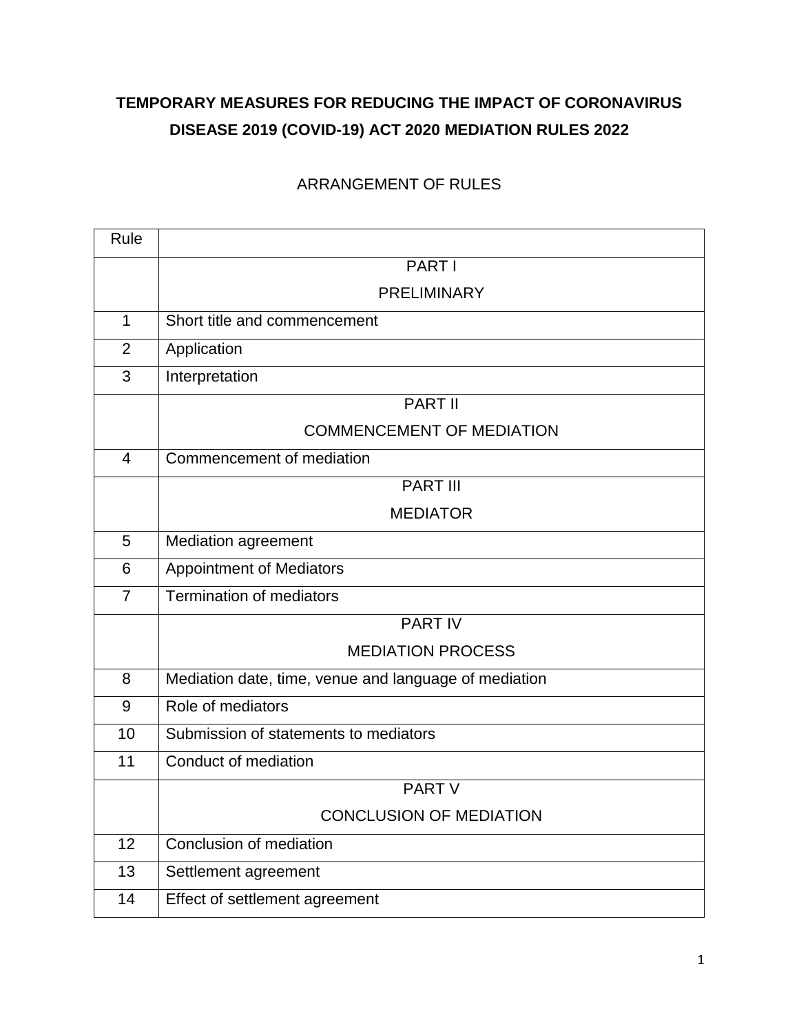# TEMPORARY MEASURES FOR REDUCING THE IMPACT OF CORONAVIRUS DISEASE 2019 (COVID-19) ACT 2020 MEDIATION RULES 2022

## ARRANGEMENT OF RULES

| Rule | |
|---|---|
| | PART I<br>PRELIMINARY |
| 1 | Short title and commencement |
| 2 | Application |
| 3 | Interpretation |
| | PART II<br>COMMENCEMENT OF MEDIATION |
| 4 | Commencement of mediation |
| | PART III<br>MEDIATOR |
| 5 | Mediation agreement |
| 6 | Appointment of Mediators |
| 7 | Termination of mediators |
| | PART IV<br>MEDIATION PROCESS |
| 8 | Mediation date, time, venue and language of mediation |
| 9 | Role of mediators |
| 10 | Submission of statements to mediators |
| 11 | Conduct of mediation |
| | PART V<br>CONCLUSION OF MEDIATION |
| 12 | Conclusion of mediation |
| 13 | Settlement agreement |
| 14 | Effect of settlement agreement |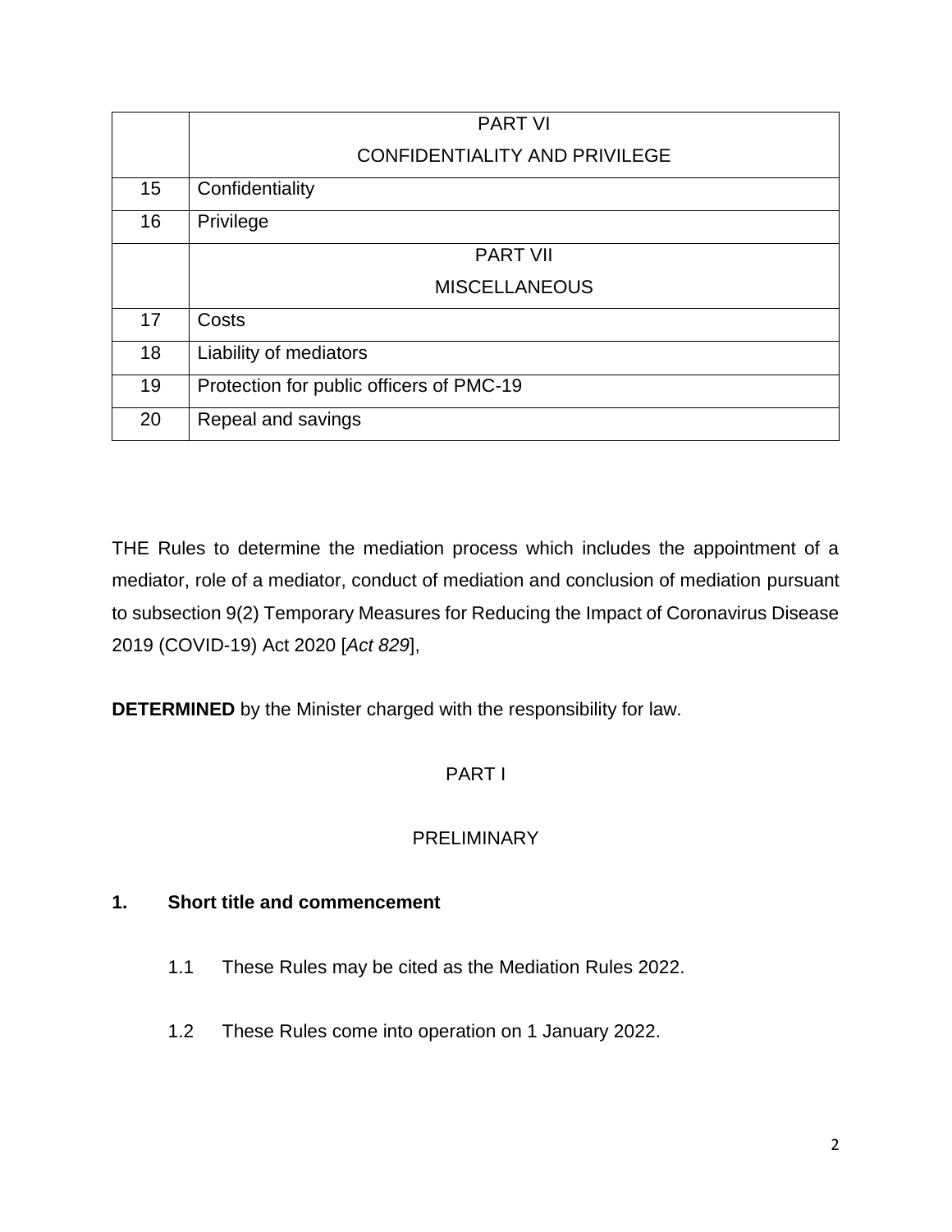| | |
|---|---|
| | PART VI<br>CONFIDENTIALITY AND PRIVILEGE |
| 15 | Confidentiality |
| 16 | Privilege |
| | PART VII<br>MISCELLANEOUS |
| 17 | Costs |
| 18 | Liability of mediators |
| 19 | Protection for public officers of PMC-19 |
| 20 | Repeal and savings |

THE Rules to determine the mediation process which includes the appointment of a mediator, role of a mediator, conduct of mediation and conclusion of mediation pursuant to subsection 9(2) Temporary Measures for Reducing the Impact of Coronavirus Disease 2019 (COVID-19) Act 2020 [*Act 829*],

**DETERMINED** by the Minister charged with the responsibility for law.

PART I

PRELIMINARY

**1. Short title and commencement**

1.1 These Rules may be cited as the Mediation Rules 2022.

1.2 These Rules come into operation on 1 January 2022.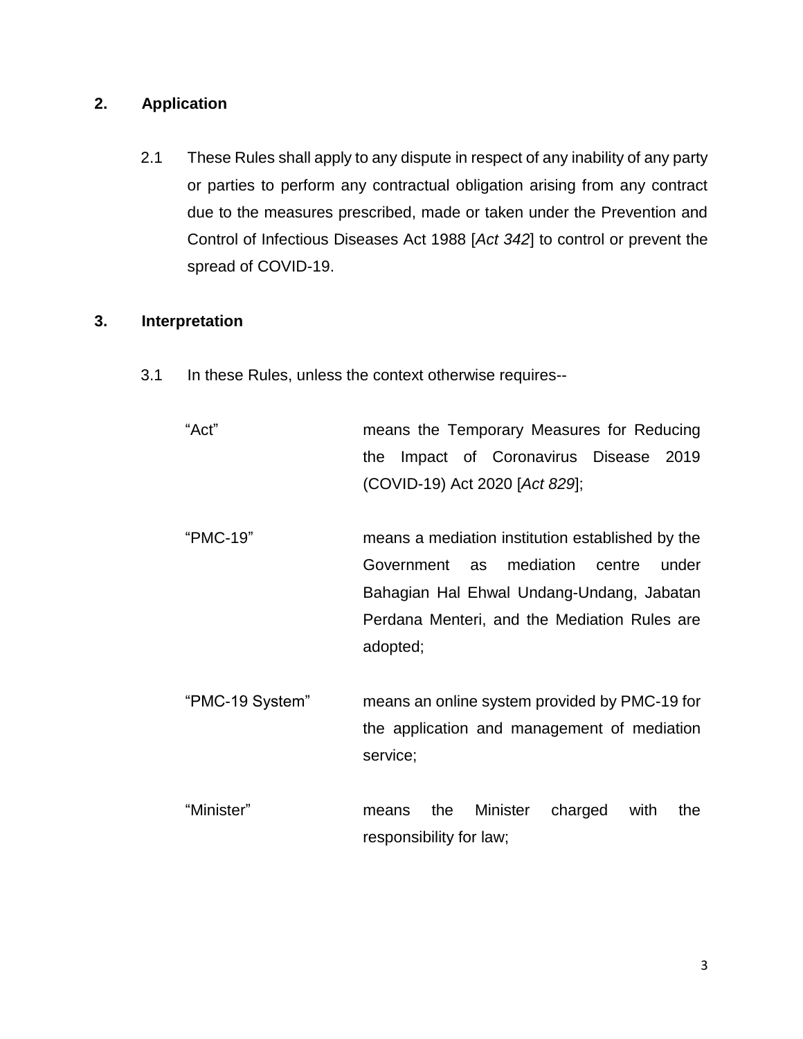## 2. Application

2.1 These Rules shall apply to any dispute in respect of any inability of any party or parties to perform any contractual obligation arising from any contract due to the measures prescribed, made or taken under the Prevention and Control of Infectious Diseases Act 1988 [*Act 342*] to control or prevent the spread of COVID-19.

## 3. Interpretation

3.1 In these Rules, unless the context otherwise requires--

| | |
|---|---|
| "Act" | means the Temporary Measures for Reducing the Impact of Coronavirus Disease 2019 (COVID-19) Act 2020 [*Act 829*]; |
| "PMC-19" | means a mediation institution established by the Government as mediation centre under Bahagian Hal Ehwal Undang-Undang, Jabatan Perdana Menteri, and the Mediation Rules are adopted; |
| "PMC-19 System" | means an online system provided by PMC-19 for the application and management of mediation service; |
| "Minister" | means the Minister charged with the responsibility for law; |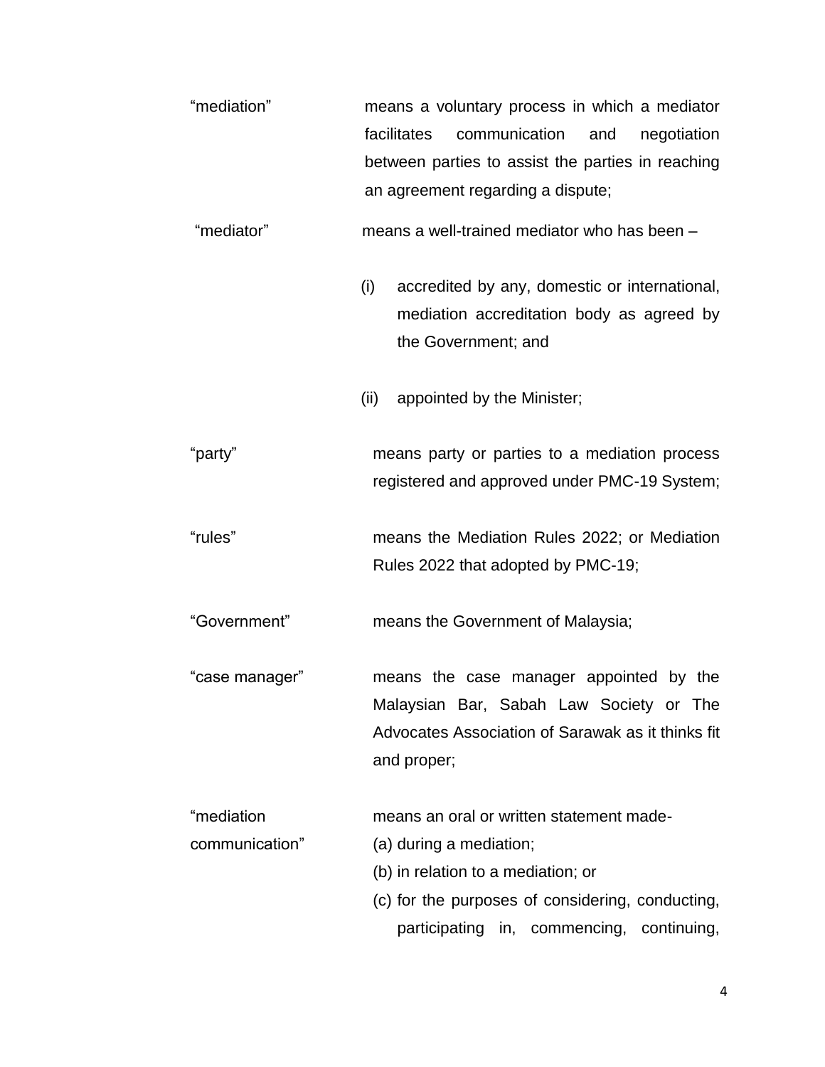| | |
|---|---|
| "mediation" | means a voluntary process in which a mediator facilitates communication and negotiation between parties to assist the parties in reaching an agreement regarding a dispute; |
| "mediator" | means a well-trained mediator who has been –<br><br>(i) accredited by any, domestic or international, mediation accreditation body as agreed by the Government; and<br><br>(ii) appointed by the Minister; |
| "party" | means party or parties to a mediation process registered and approved under PMC-19 System; |
| "rules" | means the Mediation Rules 2022; or Mediation Rules 2022 that adopted by PMC-19; |
| "Government" | means the Government of Malaysia; |
| "case manager" | means the case manager appointed by the Malaysian Bar, Sabah Law Society or The Advocates Association of Sarawak as it thinks fit and proper; |
| "mediation communication" | means an oral or written statement made-<br>(a) during a mediation;<br>(b) in relation to a mediation; or<br>(c) for the purposes of considering, conducting, participating in, commencing, continuing, |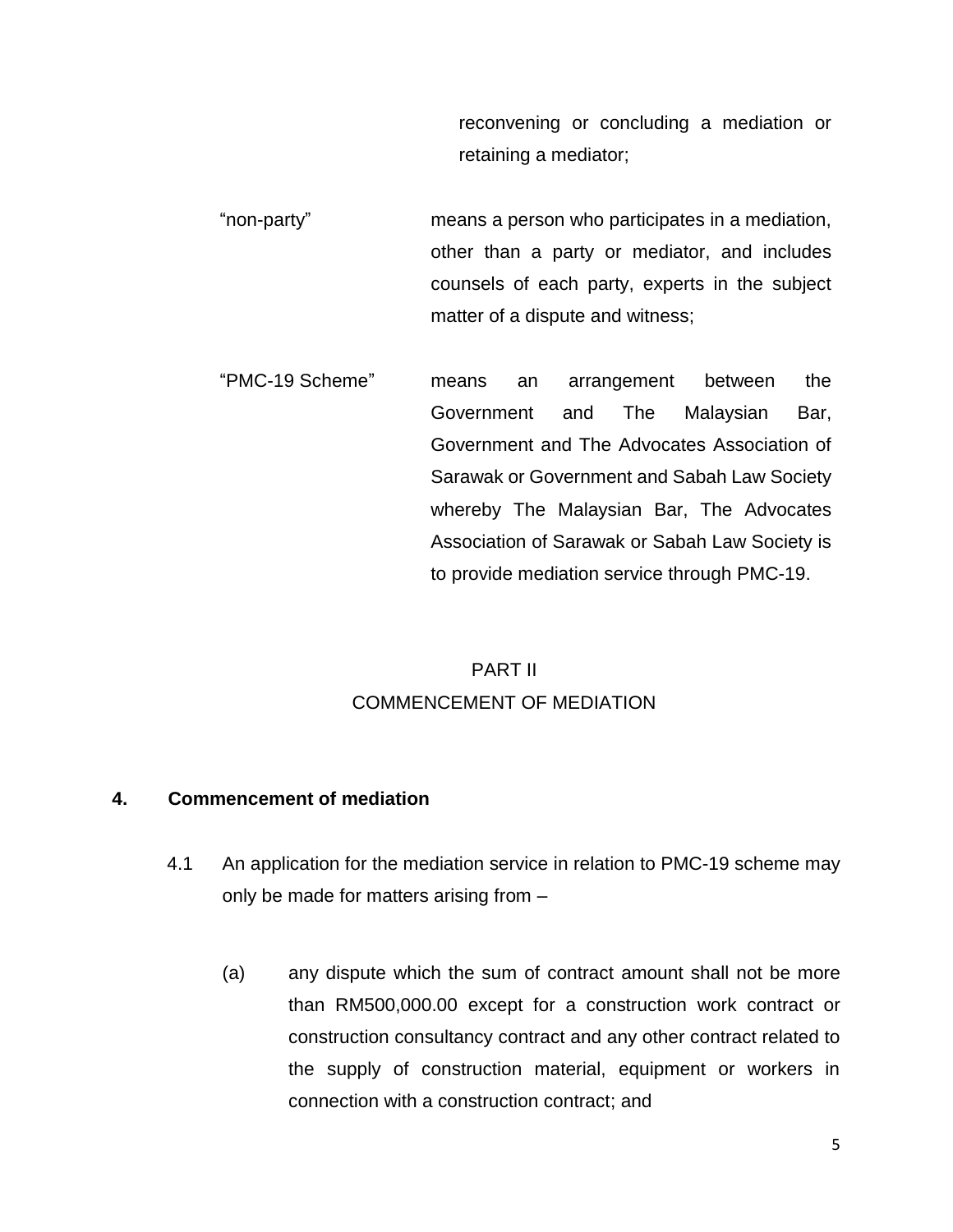reconvening or concluding a mediation or retaining a mediator;

"non-party" means a person who participates in a mediation, other than a party or mediator, and includes counsels of each party, experts in the subject matter of a dispute and witness;

"PMC-19 Scheme" means an arrangement between the Government and The Malaysian Bar, Government and The Advocates Association of Sarawak or Government and Sabah Law Society whereby The Malaysian Bar, The Advocates Association of Sarawak or Sabah Law Society is to provide mediation service through PMC-19.

## PART II
## COMMENCEMENT OF MEDIATION

### 4. Commencement of mediation

4.1 An application for the mediation service in relation to PMC-19 scheme may only be made for matters arising from –

(a) any dispute which the sum of contract amount shall not be more than RM500,000.00 except for a construction work contract or construction consultancy contract and any other contract related to the supply of construction material, equipment or workers in connection with a construction contract; and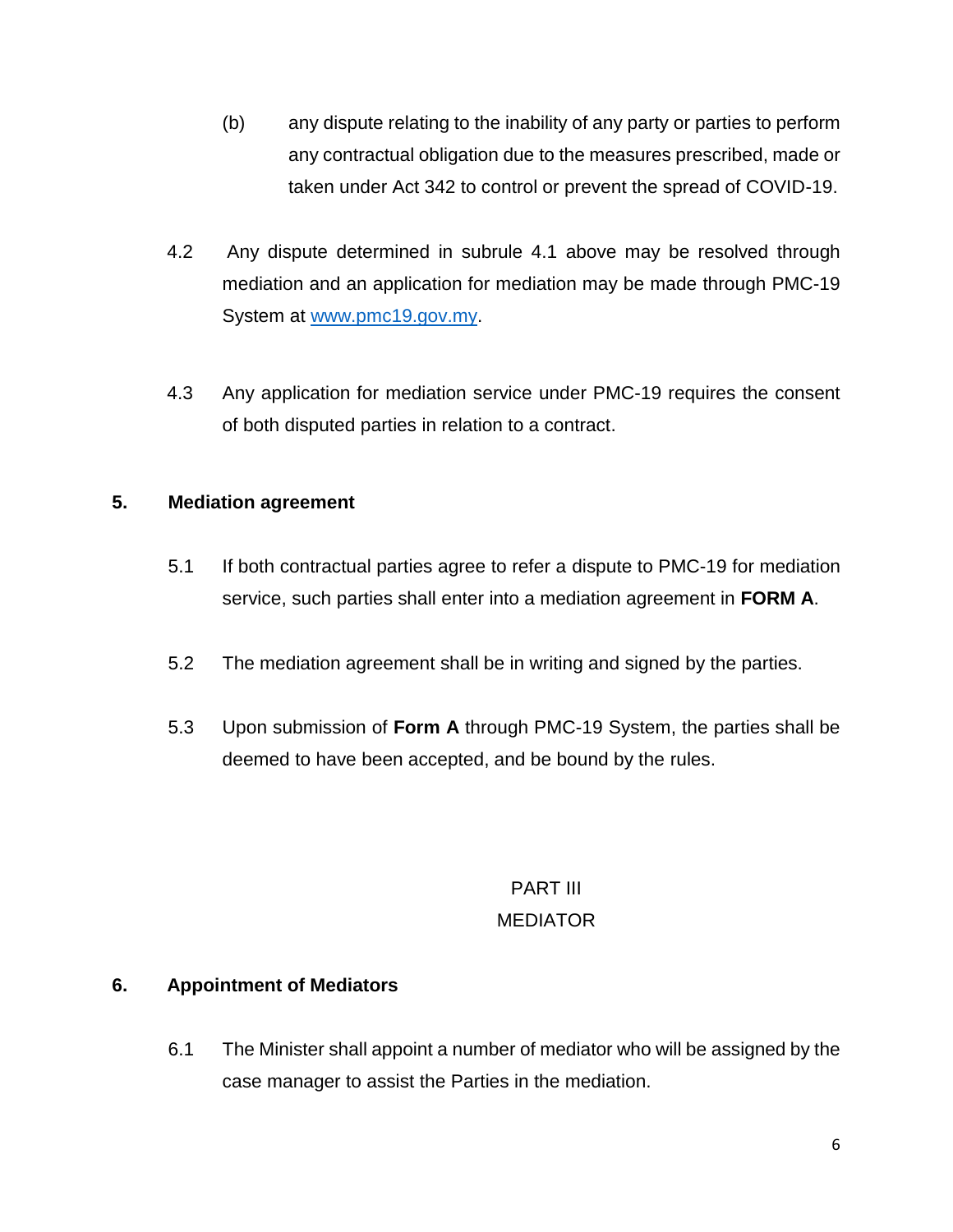(b) any dispute relating to the inability of any party or parties to perform any contractual obligation due to the measures prescribed, made or taken under Act 342 to control or prevent the spread of COVID-19.

4.2 Any dispute determined in subrule 4.1 above may be resolved through mediation and an application for mediation may be made through PMC-19 System at [www.pmc19.gov.my](http://www.pmc19.gov.my).

4.3 Any application for mediation service under PMC-19 requires the consent of both disputed parties in relation to a contract.

**5. Mediation agreement**

5.1 If both contractual parties agree to refer a dispute to PMC-19 for mediation service, such parties shall enter into a mediation agreement in **FORM A**.

5.2 The mediation agreement shall be in writing and signed by the parties.

5.3 Upon submission of **Form A** through PMC-19 System, the parties shall be deemed to have been accepted, and be bound by the rules.

## PART III
## MEDIATOR

**6. Appointment of Mediators**

6.1 The Minister shall appoint a number of mediator who will be assigned by the case manager to assist the Parties in the mediation.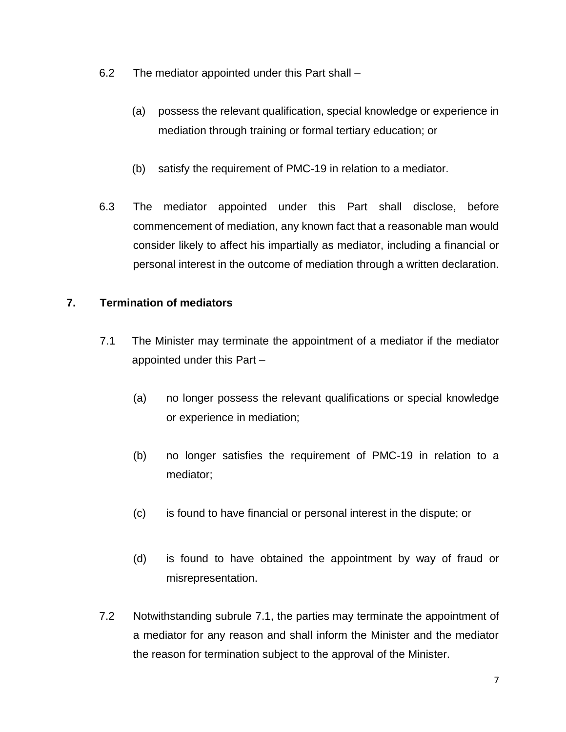6.2 The mediator appointed under this Part shall –

(a) possess the relevant qualification, special knowledge or experience in mediation through training or formal tertiary education; or

(b) satisfy the requirement of PMC-19 in relation to a mediator.

6.3 The mediator appointed under this Part shall disclose, before commencement of mediation, any known fact that a reasonable man would consider likely to affect his impartially as mediator, including a financial or personal interest in the outcome of mediation through a written declaration.

**7. Termination of mediators**

7.1 The Minister may terminate the appointment of a mediator if the mediator appointed under this Part –

(a) no longer possess the relevant qualifications or special knowledge or experience in mediation;

(b) no longer satisfies the requirement of PMC-19 in relation to a mediator;

(c) is found to have financial or personal interest in the dispute; or

(d) is found to have obtained the appointment by way of fraud or misrepresentation.

7.2 Notwithstanding subrule 7.1, the parties may terminate the appointment of a mediator for any reason and shall inform the Minister and the mediator the reason for termination subject to the approval of the Minister.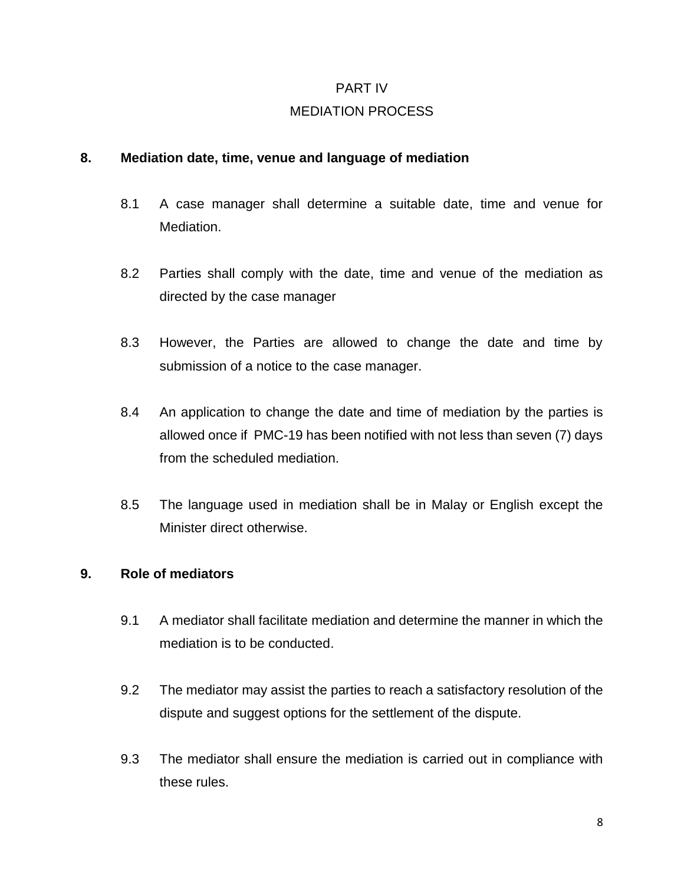# PART IV

# MEDIATION PROCESS

## 8. Mediation date, time, venue and language of mediation

8.1 A case manager shall determine a suitable date, time and venue for Mediation.

8.2 Parties shall comply with the date, time and venue of the mediation as directed by the case manager

8.3 However, the Parties are allowed to change the date and time by submission of a notice to the case manager.

8.4 An application to change the date and time of mediation by the parties is allowed once if PMC-19 has been notified with not less than seven (7) days from the scheduled mediation.

8.5 The language used in mediation shall be in Malay or English except the Minister direct otherwise.

## 9. Role of mediators

9.1 A mediator shall facilitate mediation and determine the manner in which the mediation is to be conducted.

9.2 The mediator may assist the parties to reach a satisfactory resolution of the dispute and suggest options for the settlement of the dispute.

9.3 The mediator shall ensure the mediation is carried out in compliance with these rules.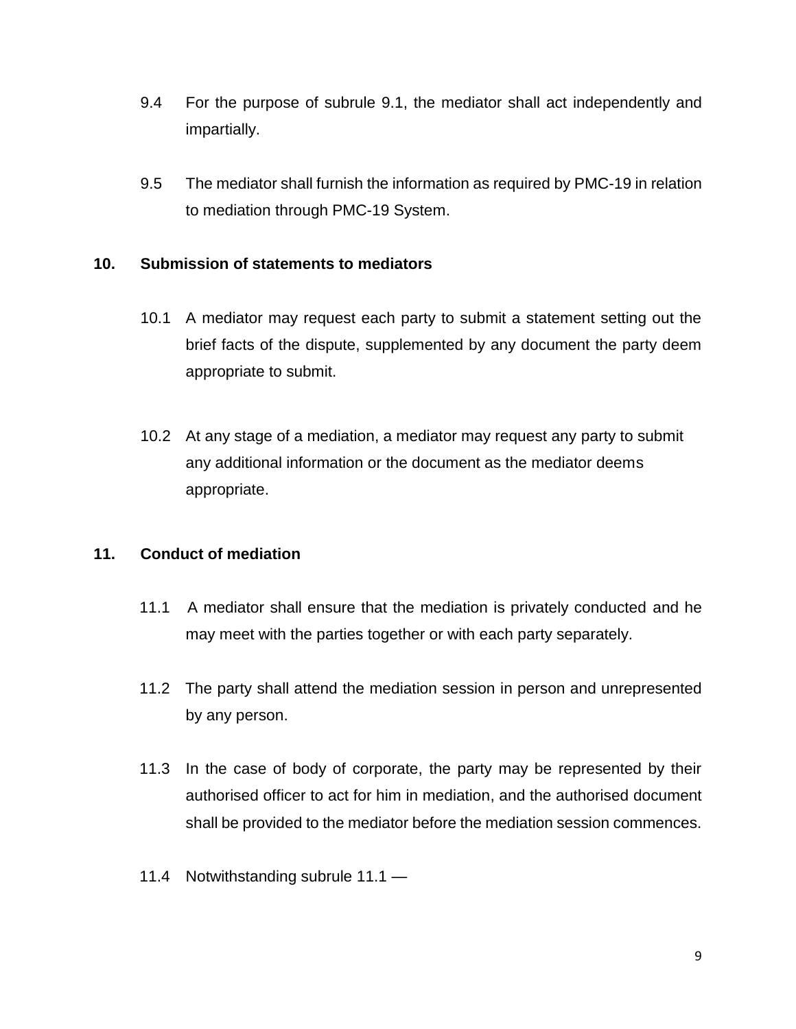9.4 For the purpose of subrule 9.1, the mediator shall act independently and impartially.

9.5 The mediator shall furnish the information as required by PMC-19 in relation to mediation through PMC-19 System.

## 10. Submission of statements to mediators

10.1 A mediator may request each party to submit a statement setting out the brief facts of the dispute, supplemented by any document the party deem appropriate to submit.

10.2 At any stage of a mediation, a mediator may request any party to submit any additional information or the document as the mediator deems appropriate.

## 11. Conduct of mediation

11.1 A mediator shall ensure that the mediation is privately conducted and he may meet with the parties together or with each party separately.

11.2 The party shall attend the mediation session in person and unrepresented by any person.

11.3 In the case of body of corporate, the party may be represented by their authorised officer to act for him in mediation, and the authorised document shall be provided to the mediator before the mediation session commences.

11.4 Notwithstanding subrule 11.1 —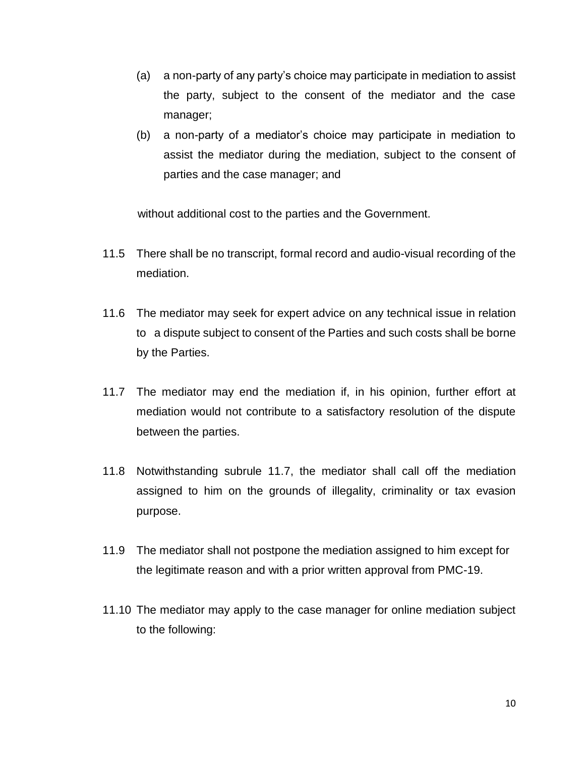(a) a non-party of any party's choice may participate in mediation to assist the party, subject to the consent of the mediator and the case manager;

(b) a non-party of a mediator's choice may participate in mediation to assist the mediator during the mediation, subject to the consent of parties and the case manager; and

without additional cost to the parties and the Government.

11.5 There shall be no transcript, formal record and audio-visual recording of the mediation.

11.6 The mediator may seek for expert advice on any technical issue in relation to a dispute subject to consent of the Parties and such costs shall be borne by the Parties.

11.7 The mediator may end the mediation if, in his opinion, further effort at mediation would not contribute to a satisfactory resolution of the dispute between the parties.

11.8 Notwithstanding subrule 11.7, the mediator shall call off the mediation assigned to him on the grounds of illegality, criminality or tax evasion purpose.

11.9 The mediator shall not postpone the mediation assigned to him except for the legitimate reason and with a prior written approval from PMC-19.

11.10 The mediator may apply to the case manager for online mediation subject to the following: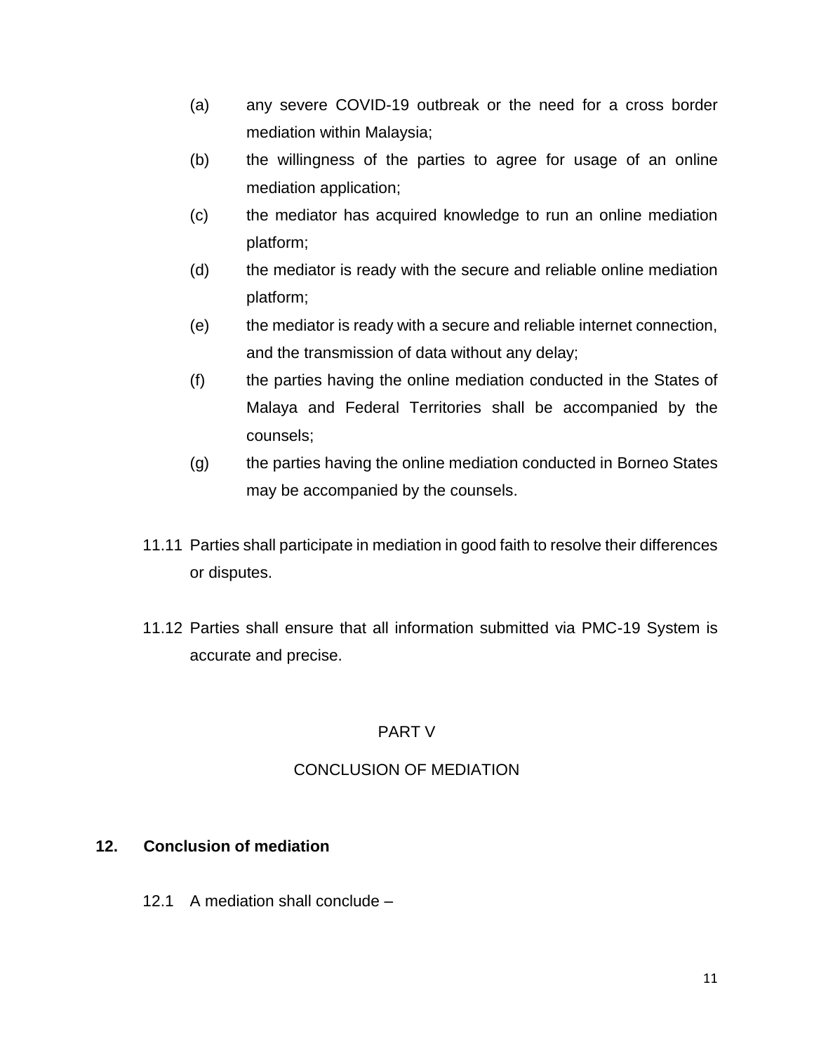(a) any severe COVID-19 outbreak or the need for a cross border mediation within Malaysia;

(b) the willingness of the parties to agree for usage of an online mediation application;

(c) the mediator has acquired knowledge to run an online mediation platform;

(d) the mediator is ready with the secure and reliable online mediation platform;

(e) the mediator is ready with a secure and reliable internet connection, and the transmission of data without any delay;

(f) the parties having the online mediation conducted in the States of Malaya and Federal Territories shall be accompanied by the counsels;

(g) the parties having the online mediation conducted in Borneo States may be accompanied by the counsels.

11.11 Parties shall participate in mediation in good faith to resolve their differences or disputes.

11.12 Parties shall ensure that all information submitted via PMC-19 System is accurate and precise.

## PART V

## CONCLUSION OF MEDIATION

### 12. Conclusion of mediation

12.1 A mediation shall conclude –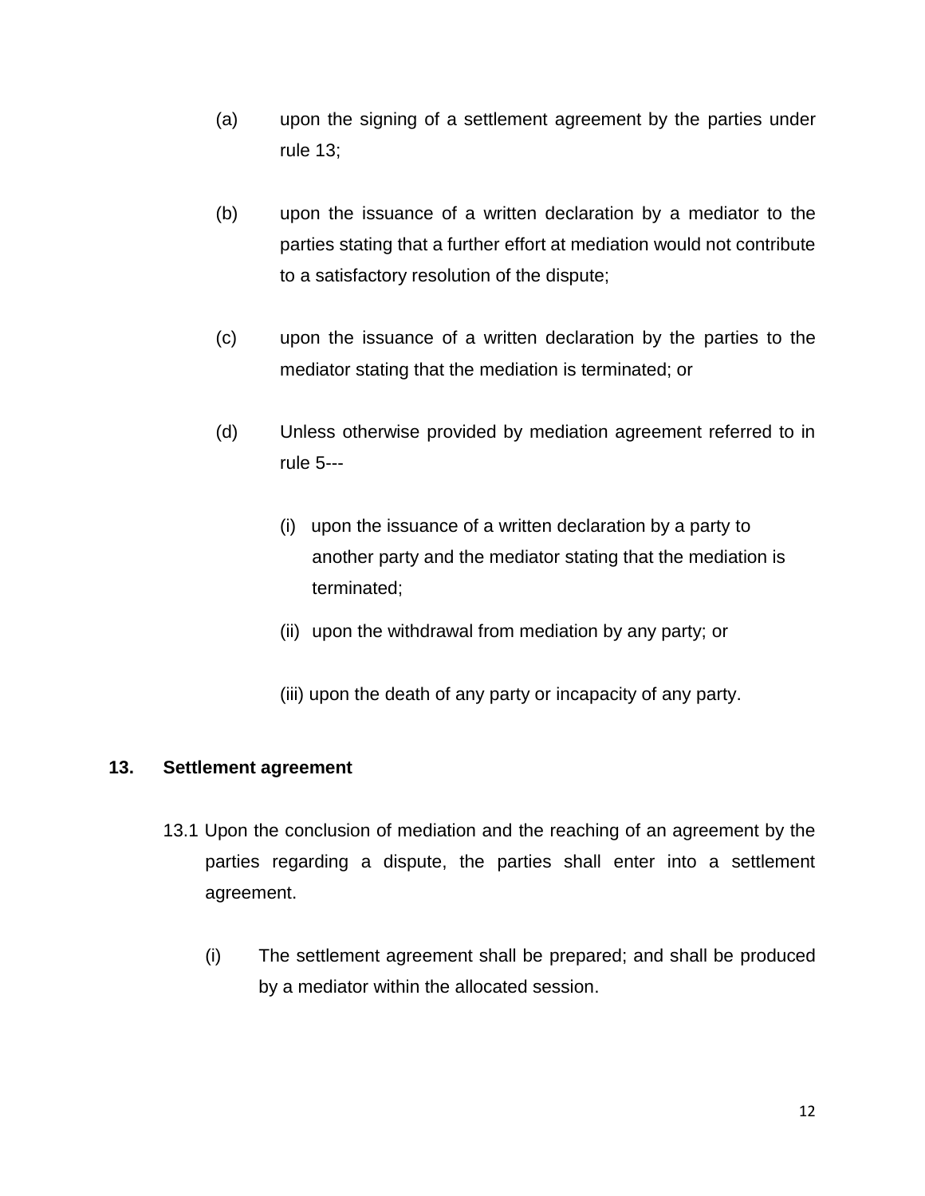(a) upon the signing of a settlement agreement by the parties under rule 13;

(b) upon the issuance of a written declaration by a mediator to the parties stating that a further effort at mediation would not contribute to a satisfactory resolution of the dispute;

(c) upon the issuance of a written declaration by the parties to the mediator stating that the mediation is terminated; or

(d) Unless otherwise provided by mediation agreement referred to in rule 5---

   (i) upon the issuance of a written declaration by a party to another party and the mediator stating that the mediation is terminated;

   (ii) upon the withdrawal from mediation by any party; or

   (iii) upon the death of any party or incapacity of any party.

**13. Settlement agreement**

13.1 Upon the conclusion of mediation and the reaching of an agreement by the parties regarding a dispute, the parties shall enter into a settlement agreement.

(i) The settlement agreement shall be prepared; and shall be produced by a mediator within the allocated session.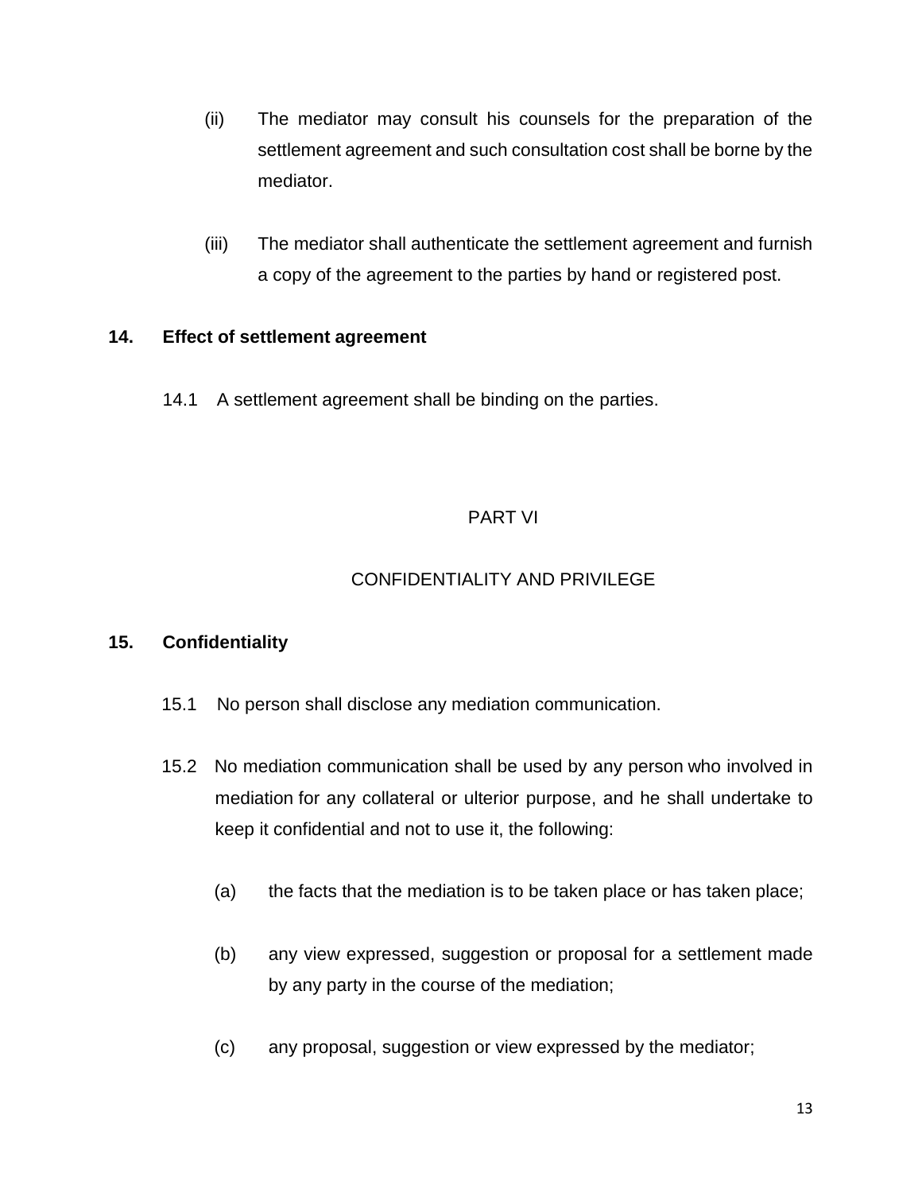(ii) The mediator may consult his counsels for the preparation of the settlement agreement and such consultation cost shall be borne by the mediator.

(iii) The mediator shall authenticate the settlement agreement and furnish a copy of the agreement to the parties by hand or registered post.

**14. Effect of settlement agreement**

14.1 A settlement agreement shall be binding on the parties.

## PART VI

## CONFIDENTIALITY AND PRIVILEGE

**15. Confidentiality**

15.1 No person shall disclose any mediation communication.

15.2 No mediation communication shall be used by any person who involved in mediation for any collateral or ulterior purpose, and he shall undertake to keep it confidential and not to use it, the following:

(a) the facts that the mediation is to be taken place or has taken place;

(b) any view expressed, suggestion or proposal for a settlement made by any party in the course of the mediation;

(c) any proposal, suggestion or view expressed by the mediator;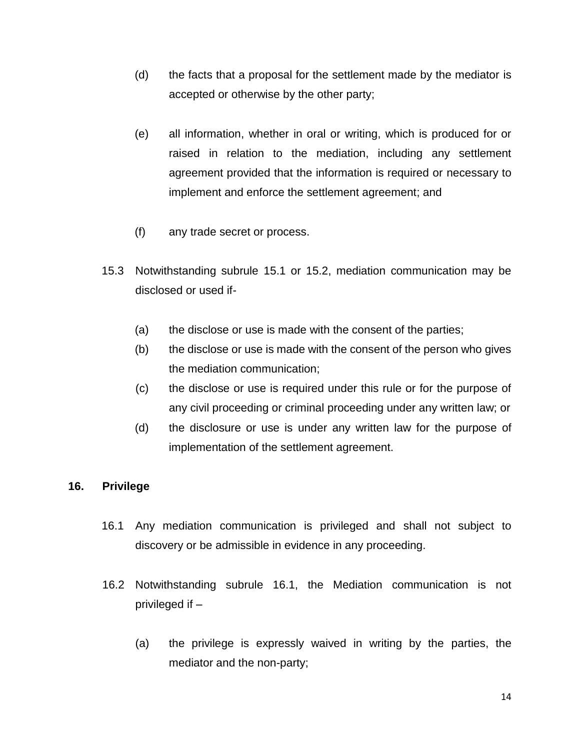(d) the facts that a proposal for the settlement made by the mediator is accepted or otherwise by the other party;

(e) all information, whether in oral or writing, which is produced for or raised in relation to the mediation, including any settlement agreement provided that the information is required or necessary to implement and enforce the settlement agreement; and

(f) any trade secret or process.

15.3 Notwithstanding subrule 15.1 or 15.2, mediation communication may be disclosed or used if-

(a) the disclose or use is made with the consent of the parties;
(b) the disclose or use is made with the consent of the person who gives the mediation communication;
(c) the disclose or use is required under this rule or for the purpose of any civil proceeding or criminal proceeding under any written law; or
(d) the disclosure or use is under any written law for the purpose of implementation of the settlement agreement.

## 16. Privilege

16.1 Any mediation communication is privileged and shall not subject to discovery or be admissible in evidence in any proceeding.

16.2 Notwithstanding subrule 16.1, the Mediation communication is not privileged if –

(a) the privilege is expressly waived in writing by the parties, the mediator and the non-party;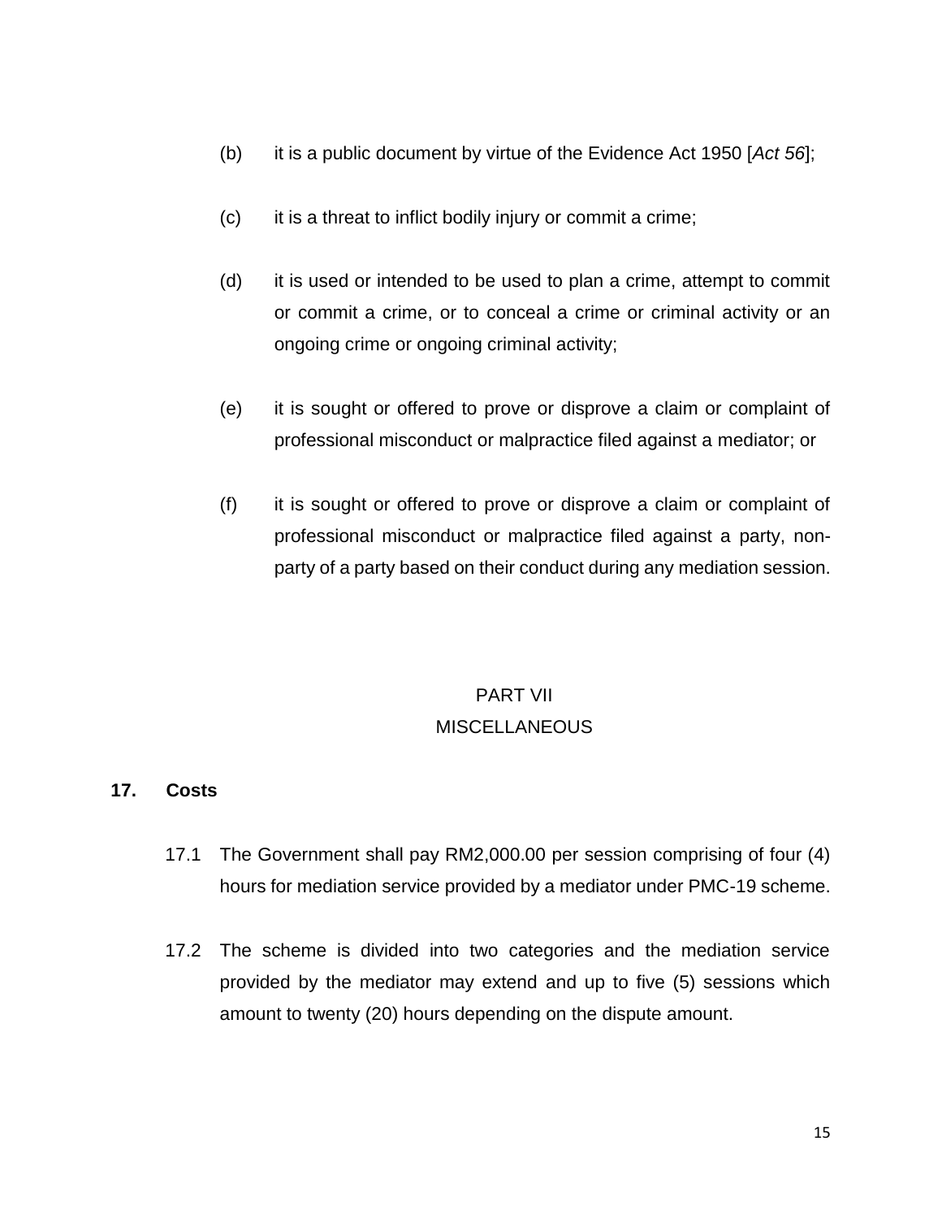(b) it is a public document by virtue of the Evidence Act 1950 [*Act 56*];

(c) it is a threat to inflict bodily injury or commit a crime;

(d) it is used or intended to be used to plan a crime, attempt to commit or commit a crime, or to conceal a crime or criminal activity or an ongoing crime or ongoing criminal activity;

(e) it is sought or offered to prove or disprove a claim or complaint of professional misconduct or malpractice filed against a mediator; or

(f) it is sought or offered to prove or disprove a claim or complaint of professional misconduct or malpractice filed against a party, non-party of a party based on their conduct during any mediation session.

## PART VII
## MISCELLANEOUS

### 17. Costs

17.1 The Government shall pay RM2,000.00 per session comprising of four (4) hours for mediation service provided by a mediator under PMC-19 scheme.

17.2 The scheme is divided into two categories and the mediation service provided by the mediator may extend and up to five (5) sessions which amount to twenty (20) hours depending on the dispute amount.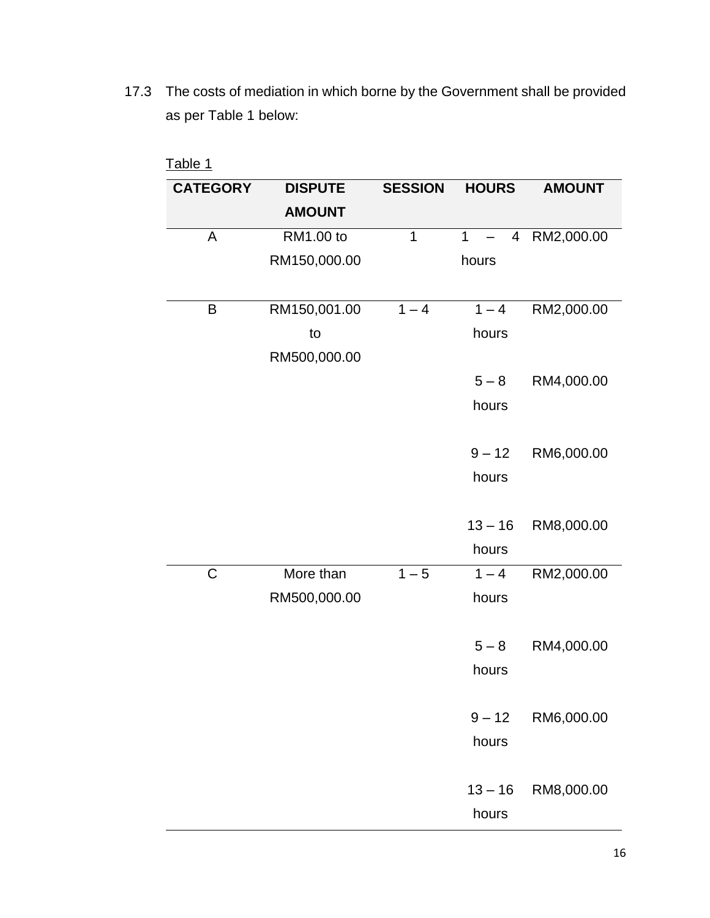17.3 The costs of mediation in which borne by the Government shall be provided as per Table 1 below:

Table 1

| CATEGORY | DISPUTE AMOUNT | SESSION | HOURS | AMOUNT |
|---|---|---|---|---|
| A | RM1.00 to RM150,000.00 | 1 | 1 – 4 hours | RM2,000.00 |
| B | RM150,001.00 to RM500,000.00 | 1 – 4 | 1 – 4 hours | RM2,000.00 |
| | | | 5 – 8 hours | RM4,000.00 |
| | | | 9 – 12 hours | RM6,000.00 |
| | | | 13 – 16 hours | RM8,000.00 |
| C | More than RM500,000.00 | 1 – 5 | 1 – 4 hours | RM2,000.00 |
| | | | 5 – 8 hours | RM4,000.00 |
| | | | 9 – 12 hours | RM6,000.00 |
| | | | 13 – 16 hours | RM8,000.00 |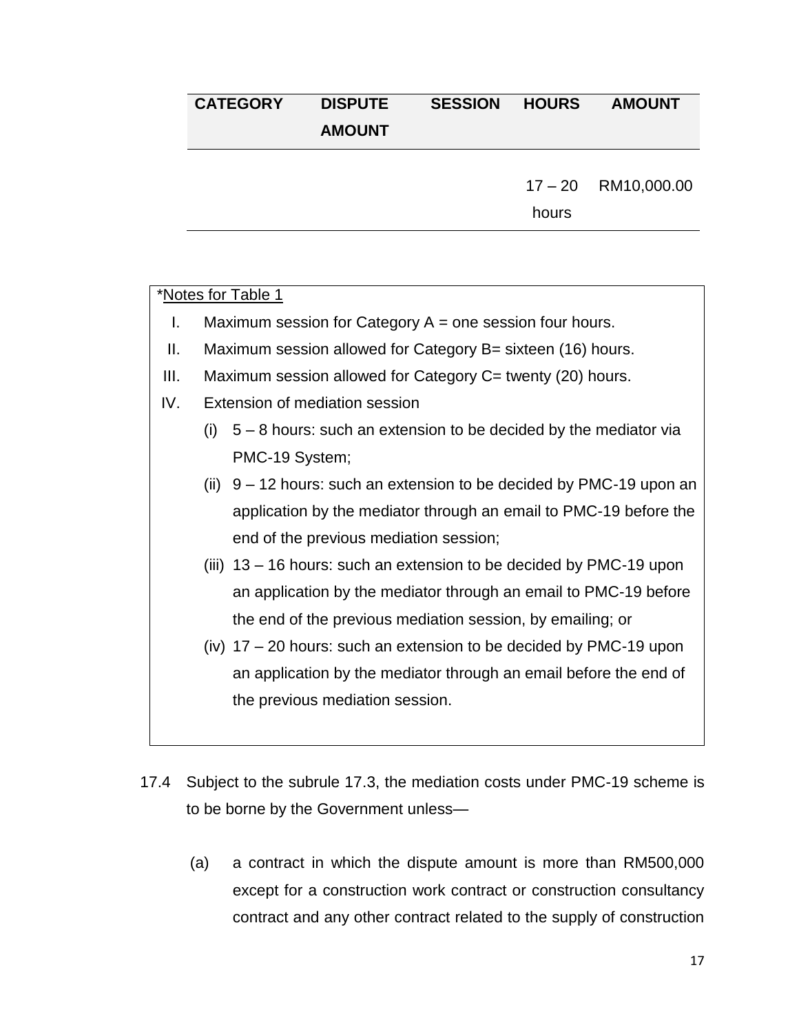| CATEGORY | DISPUTE AMOUNT | SESSION | HOURS | AMOUNT |
|---|---|---|---|---|
| | | | 17 – 20 hours | RM10,000.00 |

*Notes for Table 1

I. Maximum session for Category A = one session four hours.

II. Maximum session allowed for Category B= sixteen (16) hours.

III. Maximum session allowed for Category C= twenty (20) hours.

IV. Extension of mediation session

(i) 5 – 8 hours: such an extension to be decided by the mediator via PMC-19 System;

(ii) 9 – 12 hours: such an extension to be decided by PMC-19 upon an application by the mediator through an email to PMC-19 before the end of the previous mediation session;

(iii) 13 – 16 hours: such an extension to be decided by PMC-19 upon an application by the mediator through an email to PMC-19 before the end of the previous mediation session, by emailing; or

(iv) 17 – 20 hours: such an extension to be decided by PMC-19 upon an application by the mediator through an email before the end of the previous mediation session.

17.4 Subject to the subrule 17.3, the mediation costs under PMC-19 scheme is to be borne by the Government unless—

(a) a contract in which the dispute amount is more than RM500,000 except for a construction work contract or construction consultancy contract and any other contract related to the supply of construction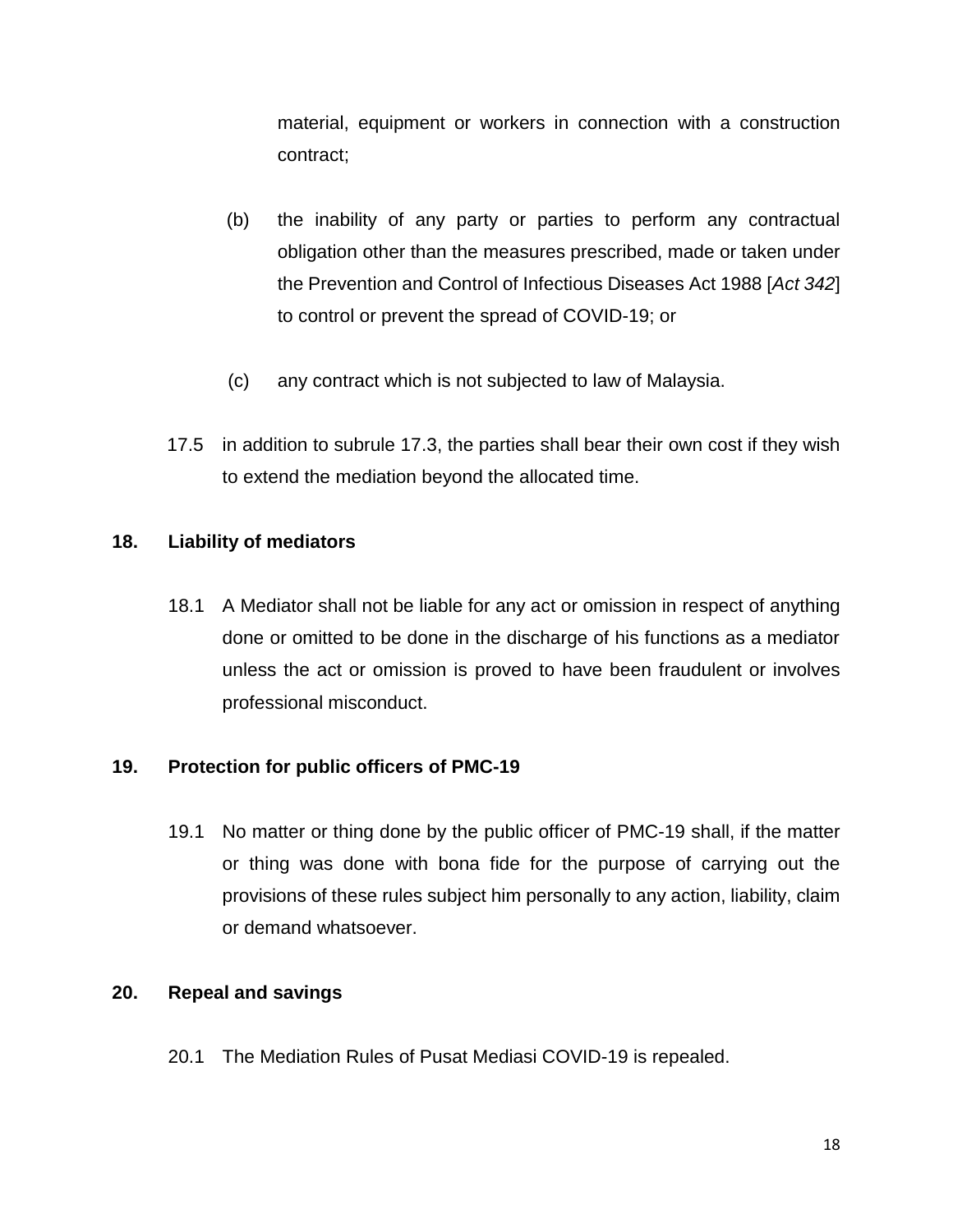material, equipment or workers in connection with a construction contract;

(b) the inability of any party or parties to perform any contractual obligation other than the measures prescribed, made or taken under the Prevention and Control of Infectious Diseases Act 1988 [*Act 342*] to control or prevent the spread of COVID-19; or

(c) any contract which is not subjected to law of Malaysia.

17.5 in addition to subrule 17.3, the parties shall bear their own cost if they wish to extend the mediation beyond the allocated time.

**18. Liability of mediators**

18.1 A Mediator shall not be liable for any act or omission in respect of anything done or omitted to be done in the discharge of his functions as a mediator unless the act or omission is proved to have been fraudulent or involves professional misconduct.

**19. Protection for public officers of PMC-19**

19.1 No matter or thing done by the public officer of PMC-19 shall, if the matter or thing was done with bona fide for the purpose of carrying out the provisions of these rules subject him personally to any action, liability, claim or demand whatsoever.

**20. Repeal and savings**

20.1 The Mediation Rules of Pusat Mediasi COVID-19 is repealed.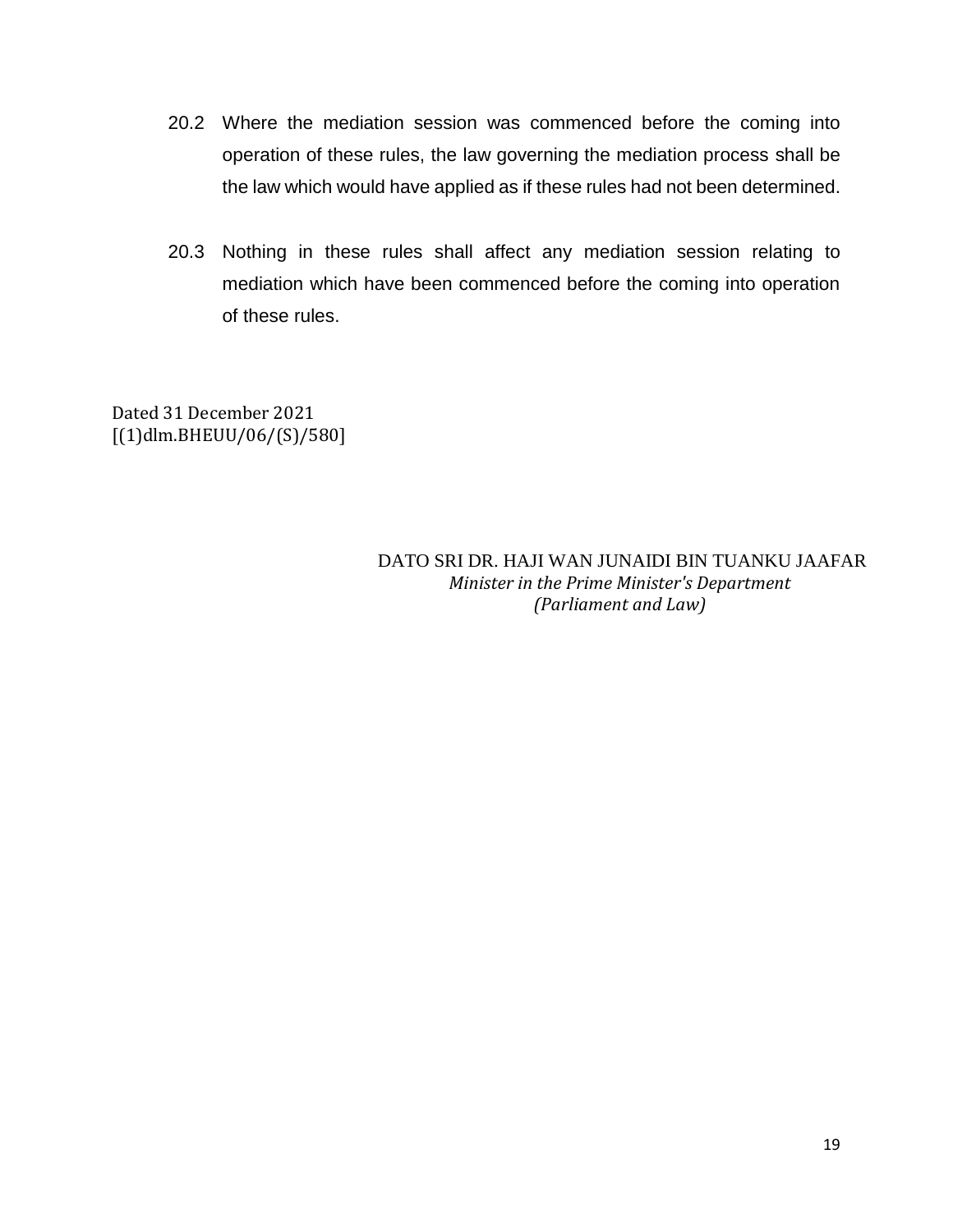20.2 Where the mediation session was commenced before the coming into operation of these rules, the law governing the mediation process shall be the law which would have applied as if these rules had not been determined.

20.3 Nothing in these rules shall affect any mediation session relating to mediation which have been commenced before the coming into operation of these rules.

Dated 31 December 2021
[(1)dlm.BHEUU/06/(S)/580]

DATO SRI DR. HAJI WAN JUNAIDI BIN TUANKU JAAFAR
*Minister in the Prime Minister's Department*
*(Parliament and Law)*